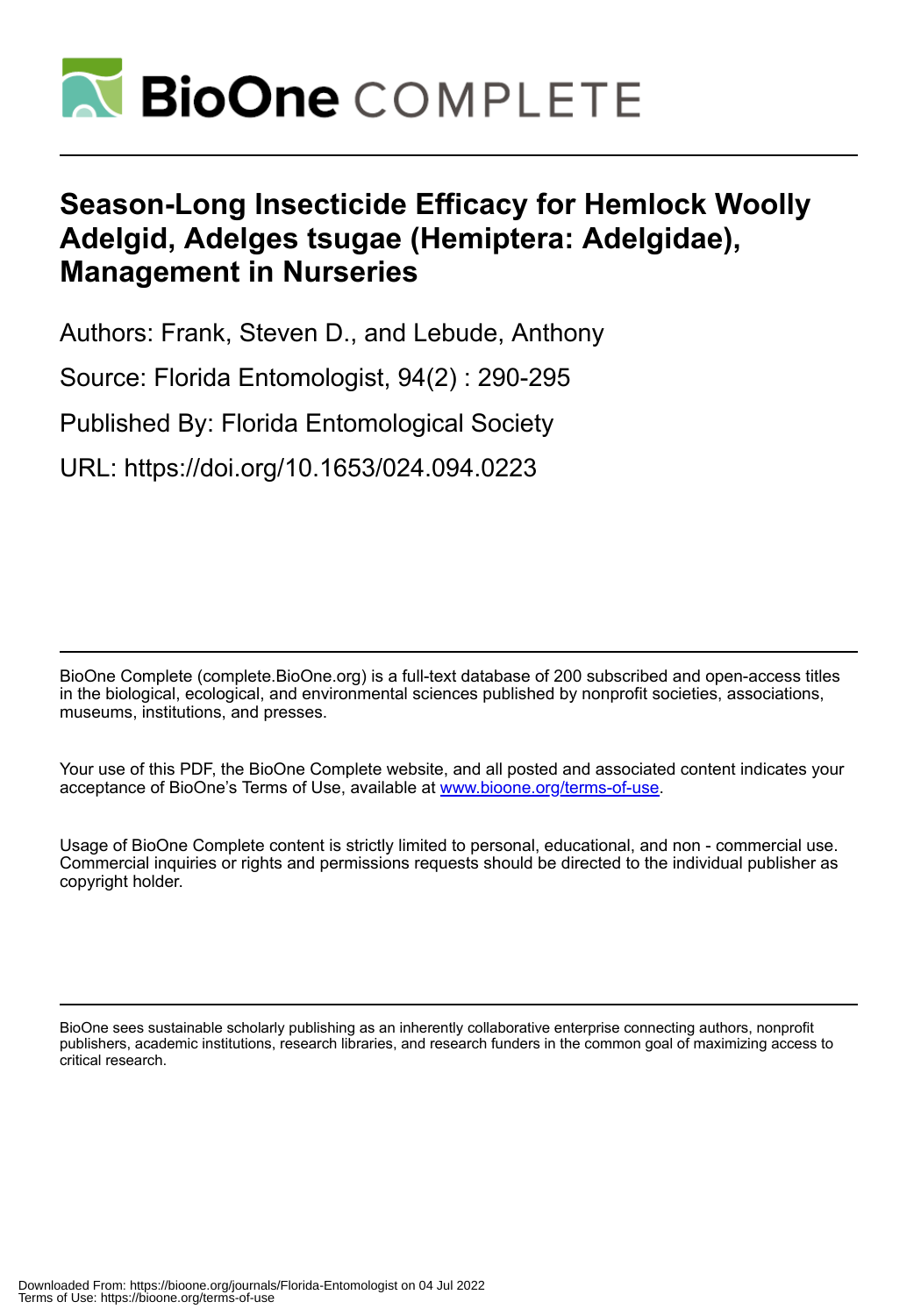# Season-Long Insecticide Efficacy for Hemlock Woolly Adelgid, Adelges tsugae (Hemiptera: Adelgidae), Management in Nurseries

Authors: Frank, Steven D., and Lebude, Anthony

Source: Florida Entomologist, 94(2) : 290-295

Published By: Florida Entomological Society

URL: https://doi.org/10.1653/024.094.0223

BioOne Complete (complete.BioOne.org) is a full-text database of 200 subscribed and open-access titles in the biological, ecological, and environmental sciences published by nonprofit societies, associations, museums, institutions, and presses.

Your use of this PDF, the BioOne Complete website, and all posted and associated content indicates your acceptance of BioOne's Terms of Use, available at www.bioone.org/terms-of-use.

Usage of BioOne Complete content is strictly limited to personal, educational, and non - commercial use. Commercial inquiries or rights and permissions requests should be directed to the individual publisher as copyright holder.

BioOne sees sustainable scholarly publishing as an inherently collaborative enterprise connecting authors, nonprofit publishers, academic institutions, research libraries, and research funders in the common goal of maximizing access to critical research.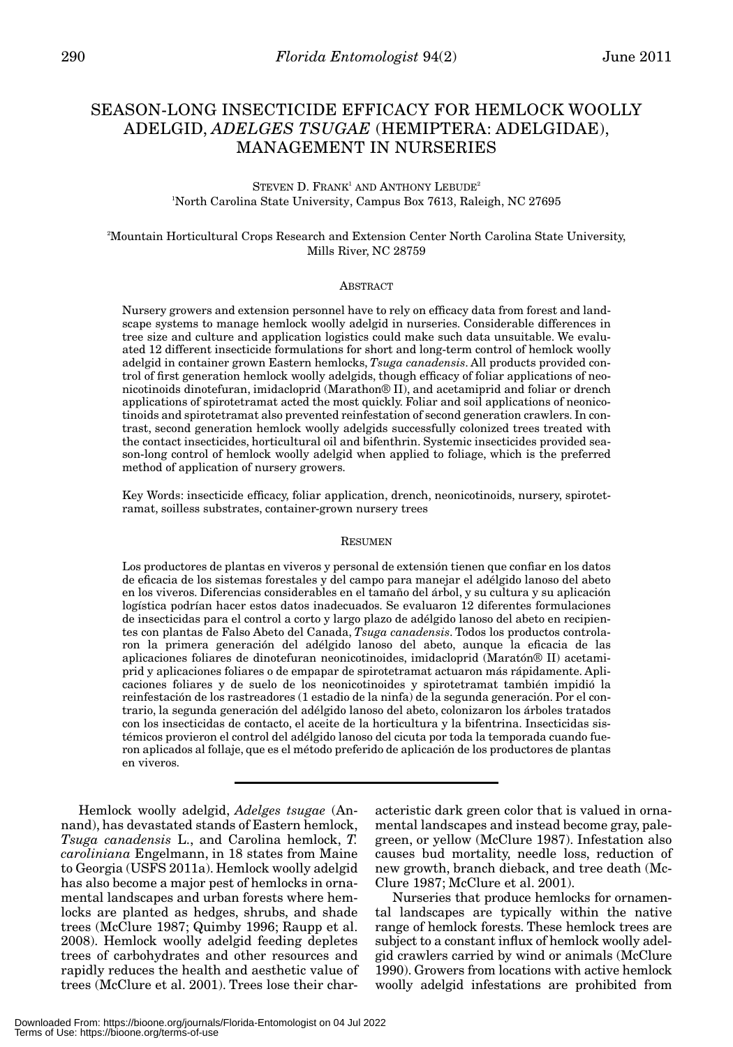# SEASON-LONG INSECTICIDE EFFICACY FOR HEMLOCK WOOLLY ADELGID, *ADELGES TSUGAE* (HEMIPTERA: ADELGIDAE), MANAGEMENT IN NURSERIES

STEVEN D. FRANK[1] AND ANTHONY LEBUDE[2]

[1]North Carolina State University, Campus Box 7613, Raleigh, NC 27695

[2]Mountain Horticultural Crops Research and Extension Center North Carolina State University, Mills River, NC 28759

## ABSTRACT

Nursery growers and extension personnel have to rely on efficacy data from forest and landscape systems to manage hemlock woolly adelgid in nurseries. Considerable differences in tree size and culture and application logistics could make such data unsuitable. We evaluated 12 different insecticide formulations for short and long-term control of hemlock woolly adelgid in container grown Eastern hemlocks, *Tsuga canadensis*. All products provided control of first generation hemlock woolly adelgids, though efficacy of foliar applications of neonicotinoids dinotefuran, imidacloprid (Marathon® II), and acetamiprid and foliar or drench applications of spirotetramat acted the most quickly. Foliar and soil applications of neonicotinoids and spirotetramat also prevented reinfestation of second generation crawlers. In contrast, second generation hemlock woolly adelgids successfully colonized trees treated with the contact insecticides, horticultural oil and bifenthrin. Systemic insecticides provided season-long control of hemlock woolly adelgid when applied to foliage, which is the preferred method of application of nursery growers.

Key Words: insecticide efficacy, foliar application, drench, neonicotinoids, nursery, spirotetramat, soilless substrates, container-grown nursery trees

## RESUMEN

Los productores de plantas en viveros y personal de extensión tienen que confiar en los datos de eficacia de los sistemas forestales y del campo para manejar el adélgido lanoso del abeto en los viveros. Diferencias considerables en el tamaño del árbol, y su cultura y su aplicación logística podrían hacer estos datos inadecuados. Se evaluaron 12 diferentes formulaciones de insecticidas para el control a corto y largo plazo de adélgido lanoso del abeto en recipientes con plantas de Falso Abeto del Canada, *Tsuga canadensis*. Todos los productos controlaron la primera generación del adélgido lanoso del abeto, aunque la eficacia de las aplicaciones foliares de dinotefuran neonicotinoides, imidacloprid (Maratón® II) acetamiprid y aplicaciones foliares o de empapar de spirotetramat actuaron más rápidamente. Aplicaciones foliares y de suelo de los neonicotinoides y spirotetramat también impidió la reinfestación de los rastreadores (1 estadio de la ninfa) de la segunda generación. Por el contrario, la segunda generación del adélgido lanoso del abeto, colonizaron los árboles tratados con los insecticidas de contacto, el aceite de la horticultura y la bifentrina. Insecticidas sistémicos provieron el control del adélgido lanoso del cicuta por toda la temporada cuando fueron aplicados al follaje, que es el método preferido de aplicación de los productores de plantas en viveros.

---

Hemlock woolly adelgid, *Adelges tsugae* (Annand), has devastated stands of Eastern hemlock, *Tsuga canadensis* L., and Carolina hemlock, *T. caroliniana* Engelmann, in 18 states from Maine to Georgia (USFS 2011a). Hemlock woolly adelgid has also become a major pest of hemlocks in ornamental landscapes and urban forests where hemlocks are planted as hedges, shrubs, and shade trees (McClure 1987; Quimby 1996; Raupp et al. 2008). Hemlock woolly adelgid feeding depletes trees of carbohydrates and other resources and rapidly reduces the health and aesthetic value of trees (McClure et al. 2001). Trees lose their characteristic dark green color that is valued in ornamental landscapes and instead become gray, pale-green, or yellow (McClure 1987). Infestation also causes bud mortality, needle loss, reduction of new growth, branch dieback, and tree death (McClure 1987; McClure et al. 2001).

Nurseries that produce hemlocks for ornamental landscapes are typically within the native range of hemlock forests. These hemlock trees are subject to a constant influx of hemlock woolly adelgid crawlers carried by wind or animals (McClure 1990). Growers from locations with active hemlock woolly adelgid infestations are prohibited from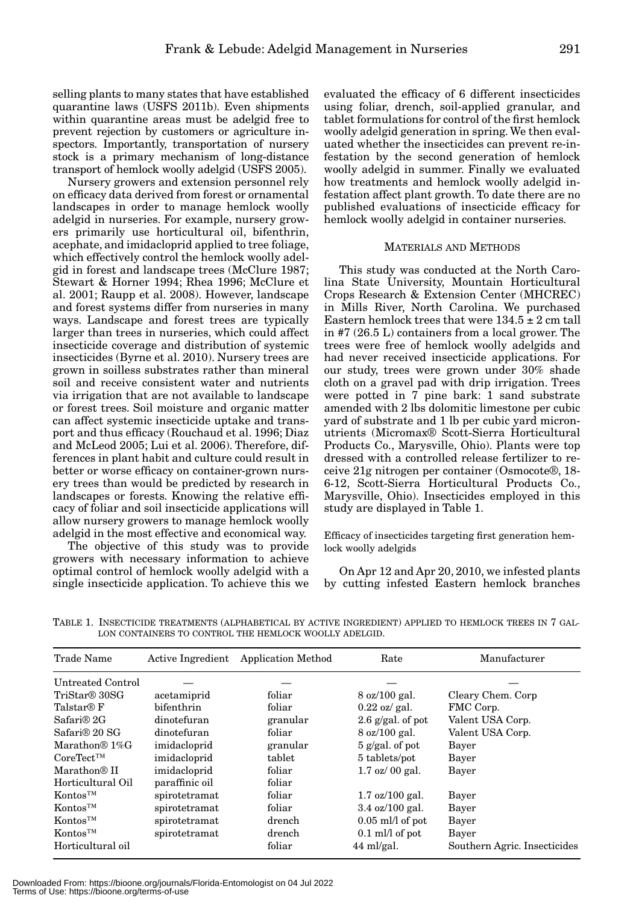selling plants to many states that have established quarantine laws (USFS 2011b). Even shipments within quarantine areas must be adelgid free to prevent rejection by customers or agriculture inspectors. Importantly, transportation of nursery stock is a primary mechanism of long-distance transport of hemlock woolly adelgid (USFS 2005).

Nursery growers and extension personnel rely on efficacy data derived from forest or ornamental landscapes in order to manage hemlock woolly adelgid in nurseries. For example, nursery growers primarily use horticultural oil, bifenthrin, acephate, and imidacloprid applied to tree foliage, which effectively control the hemlock woolly adelgid in forest and landscape trees (McClure 1987; Stewart & Horner 1994; Rhea 1996; McClure et al. 2001; Raupp et al. 2008). However, landscape and forest systems differ from nurseries in many ways. Landscape and forest trees are typically larger than trees in nurseries, which could affect insecticide coverage and distribution of systemic insecticides (Byrne et al. 2010). Nursery trees are grown in soilless substrates rather than mineral soil and receive consistent water and nutrients via irrigation that are not available to landscape or forest trees. Soil moisture and organic matter can affect systemic insecticide uptake and transport and thus efficacy (Rouchaud et al. 1996; Diaz and McLeod 2005; Lui et al. 2006). Therefore, differences in plant habit and culture could result in better or worse efficacy on container-grown nursery trees than would be predicted by research in landscapes or forests. Knowing the relative efficacy of foliar and soil insecticide applications will allow nursery growers to manage hemlock woolly adelgid in the most effective and economical way.

The objective of this study was to provide growers with necessary information to achieve optimal control of hemlock woolly adelgid with a single insecticide application. To achieve this we evaluated the efficacy of 6 different insecticides using foliar, drench, soil-applied granular, and tablet formulations for control of the first hemlock woolly adelgid generation in spring. We then evaluated whether the insecticides can prevent re-infestation by the second generation of hemlock woolly adelgid in summer. Finally we evaluated how treatments and hemlock woolly adelgid infestation affect plant growth. To date there are no published evaluations of insecticide efficacy for hemlock woolly adelgid in container nurseries.

## MATERIALS AND METHODS

This study was conducted at the North Carolina State University, Mountain Horticultural Crops Research & Extension Center (MHCREC) in Mills River, North Carolina. We purchased Eastern hemlock trees that were $134.5 \pm 2$ cm tall in #7 (26.5 L) containers from a local grower. The trees were free of hemlock woolly adelgids and had never received insecticide applications. For our study, trees were grown under 30% shade cloth on a gravel pad with drip irrigation. Trees were potted in 7 pine bark: 1 sand substrate amended with 2 lbs dolomitic limestone per cubic yard of substrate and 1 lb per cubic yard micronutrients (Micromax® Scott-Sierra Horticultural Products Co., Marysville, Ohio). Plants were top dressed with a controlled release fertilizer to receive 21g nitrogen per container (Osmocote®, 18-6-12, Scott-Sierra Horticultural Products Co., Marysville, Ohio). Insecticides employed in this study are displayed in Table 1.

### Efficacy of insecticides targeting first generation hemlock woolly adelgids

On Apr 12 and Apr 20, 2010, we infested plants by cutting infested Eastern hemlock branches

TABLE 1. INSECTICIDE TREATMENTS (ALPHABETICAL BY ACTIVE INGREDIENT) APPLIED TO HEMLOCK TREES IN 7 GALLON CONTAINERS TO CONTROL THE HEMLOCK WOOLLY ADELGID.

| Trade Name | Active Ingredient | Application Method | Rate | Manufacturer |
|---|---|---|---|---|
| Untreated Control | — | — | — | — |
| TriStar® 30SG | acetamiprid | foliar | 8 oz/100 gal. | Cleary Chem. Corp |
| Talstar® F | bifenthrin | foliar | 0.22 oz/ gal. | FMC Corp. |
| Safari® 2G | dinotefuran | granular | 2.6 g/gal. of pot | Valent USA Corp. |
| Safari® 20 SG | dinotefuran | foliar | 8 oz/100 gal. | Valent USA Corp. |
| Marathon® 1%G | imidacloprid | granular | 5 g/gal. of pot | Bayer |
| CoreTect™ | imidacloprid | tablet | 5 tablets/pot | Bayer |
| Marathon® II | imidacloprid | foliar | 1.7 oz/ 00 gal. | Bayer |
| Horticultural Oil | paraffinic oil | foliar | | |
| Kontos™ | spirotetramat | foliar | 1.7 oz/100 gal. | Bayer |
| Kontos™ | spirotetramat | foliar | 3.4 oz/100 gal. | Bayer |
| Kontos™ | spirotetramat | drench | 0.05 ml/l of pot | Bayer |
| Kontos™ | spirotetramat | drench | 0.1 ml/l of pot | Bayer |
| Horticultural oil | | foliar | 44 ml/gal. | Southern Agric. Insecticides |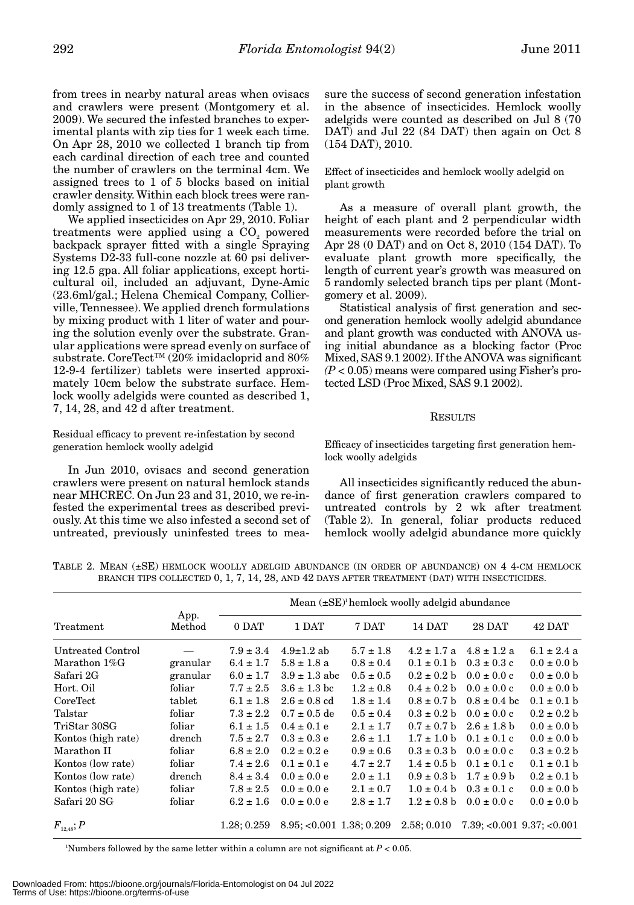from trees in nearby natural areas when ovisacs and crawlers were present (Montgomery et al. 2009). We secured the infested branches to experimental plants with zip ties for 1 week each time. On Apr 28, 2010 we collected 1 branch tip from each cardinal direction of each tree and counted the number of crawlers on the terminal 4cm. We assigned trees to 1 of 5 blocks based on initial crawler density. Within each block trees were randomly assigned to 1 of 13 treatments (Table 1).

We applied insecticides on Apr 29, 2010. Foliar treatments were applied using a $CO_2$ powered backpack sprayer fitted with a single Spraying Systems D2-33 full-cone nozzle at 60 psi delivering 12.5 gpa. All foliar applications, except horticultural oil, included an adjuvant, Dyne-Amic (23.6ml/gal.; Helena Chemical Company, Collierville, Tennessee). We applied drench formulations by mixing product with 1 liter of water and pouring the solution evenly over the substrate. Granular applications were spread evenly on surface of substrate. CoreTect™ (20% imidacloprid and 80% 12-9-4 fertilizer) tablets were inserted approximately 10cm below the substrate surface. Hemlock woolly adelgids were counted as described 1, 7, 14, 28, and 42 d after treatment.

### Residual efficacy to prevent re-infestation by second generation hemlock woolly adelgid

In Jun 2010, ovisacs and second generation crawlers were present on natural hemlock stands near MHCREC. On Jun 23 and 31, 2010, we re-infested the experimental trees as described previously. At this time we also infested a second set of untreated, previously uninfested trees to measure the success of second generation infestation in the absence of insecticides. Hemlock woolly adelgids were counted as described on Jul 8 (70 DAT) and Jul 22 (84 DAT) then again on Oct 8 (154 DAT), 2010.

### Effect of insecticides and hemlock woolly adelgid on plant growth

As a measure of overall plant growth, the height of each plant and 2 perpendicular width measurements were recorded before the trial on Apr 28 (0 DAT) and on Oct 8, 2010 (154 DAT). To evaluate plant growth more specifically, the length of current year's growth was measured on 5 randomly selected branch tips per plant (Montgomery et al. 2009).

Statistical analysis of first generation and second generation hemlock woolly adelgid abundance and plant growth was conducted with ANOVA using initial abundance as a blocking factor (Proc Mixed, SAS 9.1 2002). If the ANOVA was significant ($P < 0.05$) means were compared using Fisher's protected LSD (Proc Mixed, SAS 9.1 2002).

## RESULTS

### Efficacy of insecticides targeting first generation hemlock woolly adelgids

All insecticides significantly reduced the abundance of first generation crawlers compared to untreated controls by 2 wk after treatment (Table 2). In general, foliar products reduced hemlock woolly adelgid abundance more quickly

TABLE 2. MEAN (±SE) HEMLOCK WOOLLY ADELGID ABUNDANCE (IN ORDER OF ABUNDANCE) ON 4 4-CM HEMLOCK BRANCH TIPS COLLECTED 0, 1, 7, 14, 28, AND 42 DAYS AFTER TREATMENT (DAT) WITH INSECTICIDES.

| Treatment | App. Method | Mean (±SE)[1] hemlock woolly adelgid abundance | | | | | |
|---|---|---|---|---|---|---|---|
| | | 0 DAT | 1 DAT | 7 DAT | 14 DAT | 28 DAT | 42 DAT |
| Untreated Control | — | 7.9 ± 3.4 | 4.9±1.2 ab | 5.7 ± 1.8 | 4.2 ± 1.7 a | 4.8 ± 1.2 a | 6.1 ± 2.4 a |
| Marathon 1%G | granular | 6.4 ± 1.7 | 5.8 ± 1.8 a | 0.8 ± 0.4 | 0.1 ± 0.1 b | 0.3 ± 0.3 c | 0.0 ± 0.0 b |
| Safari 2G | granular | 6.0 ± 1.7 | 3.9 ± 1.3 abc | 0.5 ± 0.5 | 0.2 ± 0.2 b | 0.0 ± 0.0 c | 0.0 ± 0.0 b |
| Hort. Oil | foliar | 7.7 ± 2.5 | 3.6 ± 1.3 bc | 1.2 ± 0.8 | 0.4 ± 0.2 b | 0.0 ± 0.0 c | 0.0 ± 0.0 b |
| CoreTect | tablet | 6.1 ± 1.8 | 2.6 ± 0.8 cd | 1.8 ± 1.4 | 0.8 ± 0.7 b | 0.8 ± 0.4 bc | 0.1 ± 0.1 b |
| Talstar | foliar | 7.3 ± 2.2 | 0.7 ± 0.5 de | 0.5 ± 0.4 | 0.3 ± 0.2 b | 0.0 ± 0.0 c | 0.2 ± 0.2 b |
| TriStar 30SG | foliar | 6.1 ± 1.5 | 0.4 ± 0.1 e | 2.1 ± 1.7 | 0.7 ± 0.7 b | 2.6 ± 1.8 b | 0.0 ± 0.0 b |
| Kontos (high rate) | drench | 7.5 ± 2.7 | 0.3 ± 0.3 e | 2.6 ± 1.1 | 1.7 ± 1.0 b | 0.1 ± 0.1 c | 0.0 ± 0.0 b |
| Marathon II | foliar | 6.8 ± 2.0 | 0.2 ± 0.2 e | 0.9 ± 0.6 | 0.3 ± 0.3 b | 0.0 ± 0.0 c | 0.3 ± 0.2 b |
| Kontos (low rate) | foliar | 7.4 ± 2.6 | 0.1 ± 0.1 e | 4.7 ± 2.7 | 1.4 ± 0.5 b | 0.1 ± 0.1 c | 0.1 ± 0.1 b |
| Kontos (low rate) | drench | 8.4 ± 3.4 | 0.0 ± 0.0 e | 2.0 ± 1.1 | 0.9 ± 0.3 b | 1.7 ± 0.9 b | 0.2 ± 0.1 b |
| Kontos (high rate) | foliar | 7.8 ± 2.5 | 0.0 ± 0.0 e | 2.1 ± 0.7 | 1.0 ± 0.4 b | 0.3 ± 0.1 c | 0.0 ± 0.0 b |
| Safari 20 SG | foliar | 6.2 ± 1.6 | 0.0 ± 0.0 e | 2.8 ± 1.7 | 1.2 ± 0.8 b | 0.0 ± 0.0 c | 0.0 ± 0.0 b |
| $F_{12,48}; P$ | | 1.28; 0.259 | 8.95; <0.001 | 1.38; 0.209 | 2.58; 0.010 | 7.39; <0.001 | 9.37; <0.001 |

[1]Numbers followed by the same letter within a column are not significant at $P < 0.05$.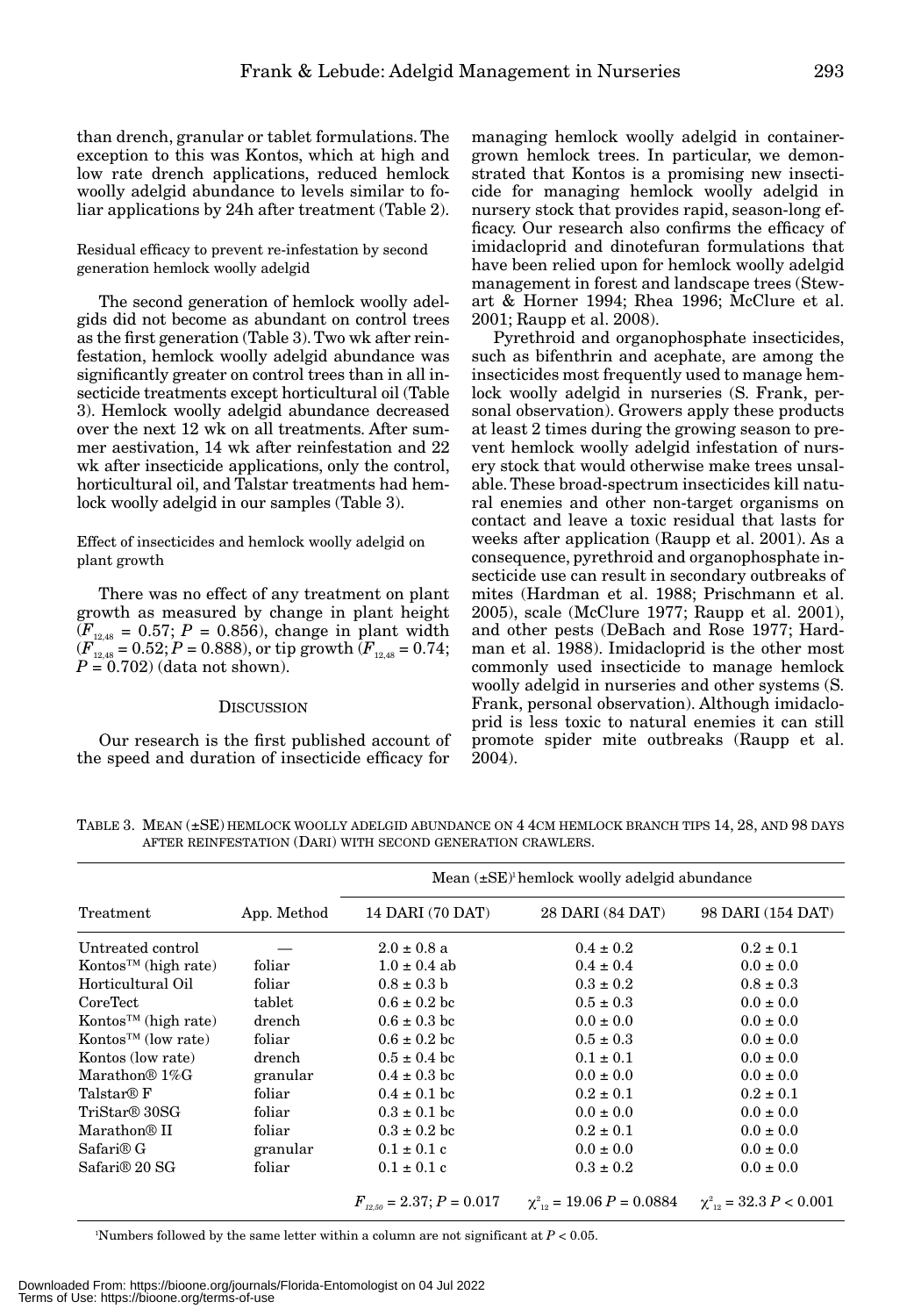than drench, granular or tablet formulations. The exception to this was Kontos, which at high and low rate drench applications, reduced hemlock woolly adelgid abundance to levels similar to foliar applications by 24h after treatment (Table 2).

### Residual efficacy to prevent re-infestation by second generation hemlock woolly adelgid

The second generation of hemlock woolly adelgids did not become as abundant on control trees as the first generation (Table 3). Two wk after reinfestation, hemlock woolly adelgid abundance was significantly greater on control trees than in all insecticide treatments except horticultural oil (Table 3). Hemlock woolly adelgid abundance decreased over the next 12 wk on all treatments. After summer aestivation, 14 wk after reinfestation and 22 wk after insecticide applications, only the control, horticultural oil, and Talstar treatments had hemlock woolly adelgid in our samples (Table 3).

### Effect of insecticides and hemlock woolly adelgid on plant growth

There was no effect of any treatment on plant growth as measured by change in plant height ($F_{12,48}$ = 0.57; $P$ = 0.856), change in plant width ($F_{12,48}$ = 0.52; $P$ = 0.888), or tip growth ($F_{12,48}$ = 0.74; $P$ = 0.702) (data not shown).

## Discussion

Our research is the first published account of the speed and duration of insecticide efficacy for managing hemlock woolly adelgid in container-grown hemlock trees. In particular, we demonstrated that Kontos is a promising new insecticide for managing hemlock woolly adelgid in nursery stock that provides rapid, season-long efficacy. Our research also confirms the efficacy of imidacloprid and dinotefuran formulations that have been relied upon for hemlock woolly adelgid management in forest and landscape trees (Stewart & Horner 1994; Rhea 1996; McClure et al. 2001; Raupp et al. 2008).

Pyrethroid and organophosphate insecticides, such as bifenthrin and acephate, are among the insecticides most frequently used to manage hemlock woolly adelgid in nurseries (S. Frank, personal observation). Growers apply these products at least 2 times during the growing season to prevent hemlock woolly adelgid infestation of nursery stock that would otherwise make trees unsalable. These broad-spectrum insecticides kill natural enemies and other non-target organisms on contact and leave a toxic residual that lasts for weeks after application (Raupp et al. 2001). As a consequence, pyrethroid and organophosphate insecticide use can result in secondary outbreaks of mites (Hardman et al. 1988; Prischmann et al. 2005), scale (McClure 1977; Raupp et al. 2001), and other pests (DeBach and Rose 1977; Hardman et al. 1988). Imidacloprid is the other most commonly used insecticide to manage hemlock woolly adelgid in nurseries and other systems (S. Frank, personal observation). Although imidacloprid is less toxic to natural enemies it can still promote spider mite outbreaks (Raupp et al. 2004).

Table 3. Mean (±SE) hemlock woolly adelgid abundance on 4 4cm hemlock branch tips 14, 28, and 98 days after reinfestation (DARI) with second generation crawlers.

| Treatment | App. Method | Mean (±SE)[1] hemlock woolly adelgid abundance | | |
|---|---|---|---|---|
| | | 14 DARI (70 DAT) | 28 DARI (84 DAT) | 98 DARI (154 DAT) |
| Untreated control | — | 2.0 ± 0.8 a | 0.4 ± 0.2 | 0.2 ± 0.1 |
| Kontos™ (high rate) | foliar | 1.0 ± 0.4 ab | 0.4 ± 0.4 | 0.0 ± 0.0 |
| Horticultural Oil | foliar | 0.8 ± 0.3 b | 0.3 ± 0.2 | 0.8 ± 0.3 |
| CoreTect | tablet | 0.6 ± 0.2 bc | 0.5 ± 0.3 | 0.0 ± 0.0 |
| Kontos™ (high rate) | drench | 0.6 ± 0.3 bc | 0.0 ± 0.0 | 0.0 ± 0.0 |
| Kontos™ (low rate) | foliar | 0.6 ± 0.2 bc | 0.5 ± 0.3 | 0.0 ± 0.0 |
| Kontos (low rate) | drench | 0.5 ± 0.4 bc | 0.1 ± 0.1 | 0.0 ± 0.0 |
| Marathon® 1%G | granular | 0.4 ± 0.3 bc | 0.0 ± 0.0 | 0.0 ± 0.0 |
| Talstar® F | foliar | 0.4 ± 0.1 bc | 0.2 ± 0.1 | 0.2 ± 0.1 |
| TriStar® 30SG | foliar | 0.3 ± 0.1 bc | 0.0 ± 0.0 | 0.0 ± 0.0 |
| Marathon® II | foliar | 0.3 ± 0.2 bc | 0.2 ± 0.1 | 0.0 ± 0.0 |
| Safari® G | granular | 0.1 ± 0.1 c | 0.0 ± 0.0 | 0.0 ± 0.0 |
| Safari® 20 SG | foliar | 0.1 ± 0.1 c | 0.3 ± 0.2 | 0.0 ± 0.0 |
| | | $F_{12,50}$ = 2.37; $P$ = 0.017 | $\chi^2_{12}$ = 19.06 $P$ = 0.0884 | $\chi^2_{12}$ = 32.3 $P$ < 0.001 |

[1]Numbers followed by the same letter within a column are not significant at $P$ < 0.05.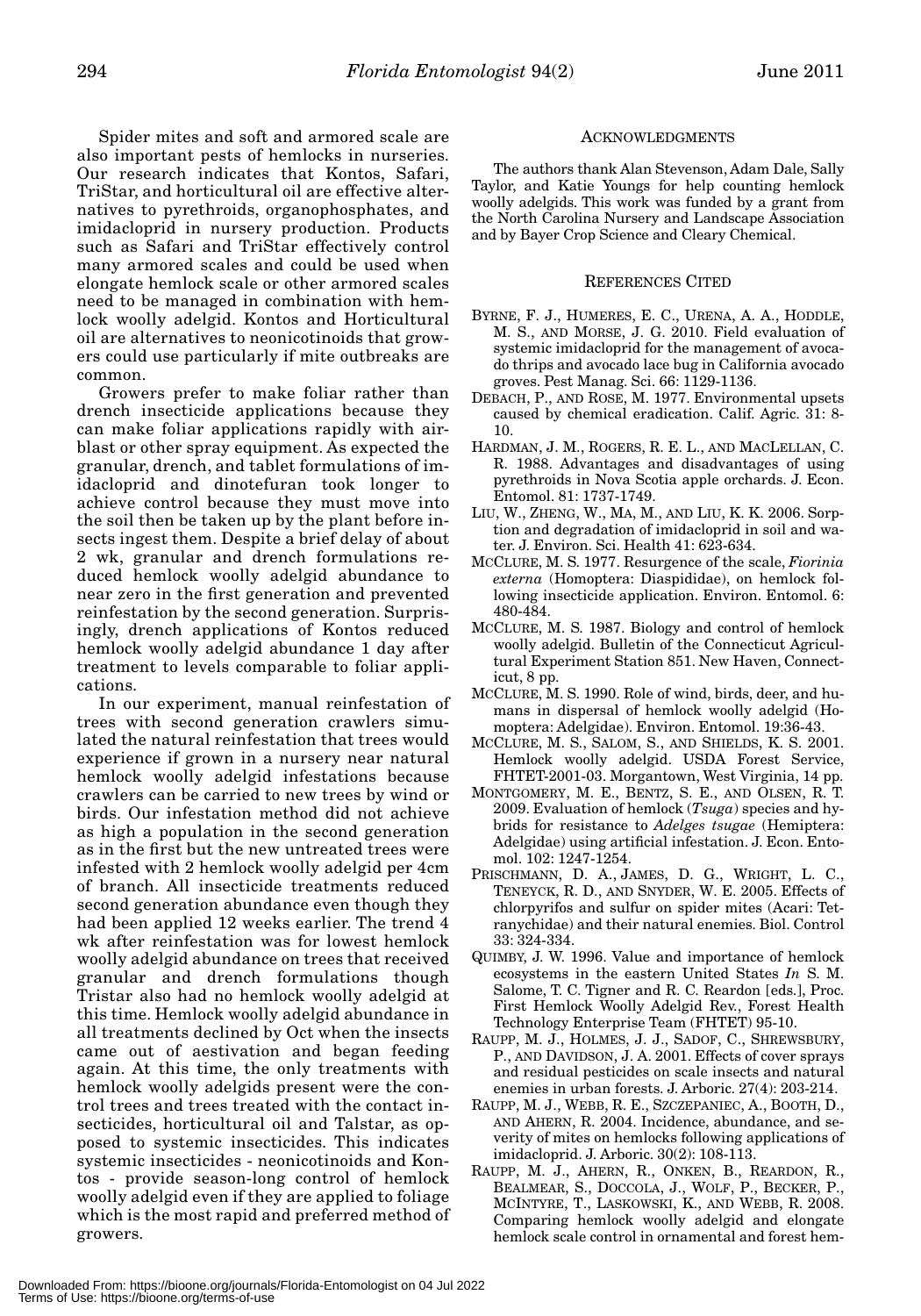Spider mites and soft and armored scale are also important pests of hemlocks in nurseries. Our research indicates that Kontos, Safari, TriStar, and horticultural oil are effective alternatives to pyrethroids, organophosphates, and imidacloprid in nursery production. Products such as Safari and TriStar effectively control many armored scales and could be used when elongate hemlock scale or other armored scales need to be managed in combination with hemlock woolly adelgid. Kontos and Horticultural oil are alternatives to neonicotinoids that growers could use particularly if mite outbreaks are common.

Growers prefer to make foliar rather than drench insecticide applications because they can make foliar applications rapidly with airblast or other spray equipment. As expected the granular, drench, and tablet formulations of imidacloprid and dinotefuran took longer to achieve control because they must move into the soil then be taken up by the plant before insects ingest them. Despite a brief delay of about 2 wk, granular and drench formulations reduced hemlock woolly adelgid abundance to near zero in the first generation and prevented reinfestation by the second generation. Surprisingly, drench applications of Kontos reduced hemlock woolly adelgid abundance 1 day after treatment to levels comparable to foliar applications.

In our experiment, manual reinfestation of trees with second generation crawlers simulated the natural reinfestation that trees would experience if grown in a nursery near natural hemlock woolly adelgid infestations because crawlers can be carried to new trees by wind or birds. Our infestation method did not achieve as high a population in the second generation as in the first but the new untreated trees were infested with 2 hemlock woolly adelgid per 4cm of branch. All insecticide treatments reduced second generation abundance even though they had been applied 12 weeks earlier. The trend 4 wk after reinfestation was for lowest hemlock woolly adelgid abundance on trees that received granular and drench formulations though Tristar also had no hemlock woolly adelgid at this time. Hemlock woolly adelgid abundance in all treatments declined by Oct when the insects came out of aestivation and began feeding again. At this time, the only treatments with hemlock woolly adelgids present were the control trees and trees treated with the contact insecticides, horticultural oil and Talstar, as opposed to systemic insecticides. This indicates systemic insecticides - neonicotinoids and Kontos - provide season-long control of hemlock woolly adelgid even if they are applied to foliage which is the most rapid and preferred method of growers.

## Acknowledgments

The authors thank Alan Stevenson, Adam Dale, Sally Taylor, and Katie Youngs for help counting hemlock woolly adelgids. This work was funded by a grant from the North Carolina Nursery and Landscape Association and by Bayer Crop Science and Cleary Chemical.

## References Cited

BYRNE, F. J., HUMERES, E. C., URENA, A. A., HODDLE, M. S., AND MORSE, J. G. 2010. Field evaluation of systemic imidacloprid for the management of avocado thrips and avocado lace bug in California avocado groves. Pest Manag. Sci. 66: 1129-1136.

DEBACH, P., AND ROSE, M. 1977. Environmental upsets caused by chemical eradication. Calif. Agric. 31: 8-10.

HARDMAN, J. M., ROGERS, R. E. L., AND MACLELLAN, C. R. 1988. Advantages and disadvantages of using pyrethroids in Nova Scotia apple orchards. J. Econ. Entomol. 81: 1737-1749.

LIU, W., ZHENG, W., MA, M., AND LIU, K. K. 2006. Sorption and degradation of imidacloprid in soil and water. J. Environ. Sci. Health 41: 623-634.

MCCLURE, M. S. 1977. Resurgence of the scale, *Fiorinia externa* (Homoptera: Diaspididae), on hemlock following insecticide application. Environ. Entomol. 6: 480-484.

MCCLURE, M. S. 1987. Biology and control of hemlock woolly adelgid. Bulletin of the Connecticut Agricultural Experiment Station 851. New Haven, Connecticut, 8 pp.

MCCLURE, M. S. 1990. Role of wind, birds, deer, and humans in dispersal of hemlock woolly adelgid (Homoptera: Adelgidae). Environ. Entomol. 19:36-43.

MCCLURE, M. S., SALOM, S., AND SHIELDS, K. S. 2001. Hemlock woolly adelgid. USDA Forest Service, FHTET-2001-03. Morgantown, West Virginia, 14 pp.

MONTGOMERY, M. E., BENTZ, S. E., AND OLSEN, R. T. 2009. Evaluation of hemlock (*Tsuga*) species and hybrids for resistance to *Adelges tsugae* (Hemiptera: Adelgidae) using artificial infestation. J. Econ. Entomol. 102: 1247-1254.

PRISCHMANN, D. A., JAMES, D. G., WRIGHT, L. C., TENEYCK, R. D., AND SNYDER, W. E. 2005. Effects of chlorpyrifos and sulfur on spider mites (Acari: Tetranychidae) and their natural enemies. Biol. Control 33: 324-334.

QUIMBY, J. W. 1996. Value and importance of hemlock ecosystems in the eastern United States *In* S. M. Salome, T. C. Tigner and R. C. Reardon [eds.], Proc. First Hemlock Woolly Adelgid Rev., Forest Health Technology Enterprise Team (FHTET) 95-10.

RAUPP, M. J., HOLMES, J. J., SADOF, C., SHREWSBURY, P., AND DAVIDSON, J. A. 2001. Effects of cover sprays and residual pesticides on scale insects and natural enemies in urban forests. J. Arboric. 27(4): 203-214.

RAUPP, M. J., WEBB, R. E., SZCZEPANIEC, A., BOOTH, D., AND AHERN, R. 2004. Incidence, abundance, and severity of mites on hemlocks following applications of imidacloprid. J. Arboric. 30(2): 108-113.

RAUPP, M. J., AHERN, R., ONKEN, B., REARDON, R., BEALMEAR, S., DOCCOLA, J., WOLF, P., BECKER, P., MCINTYRE, T., LASKOWSKI, K., AND WEBB, R. 2008. Comparing hemlock woolly adelgid and elongate hemlock scale control in ornamental and forest hem-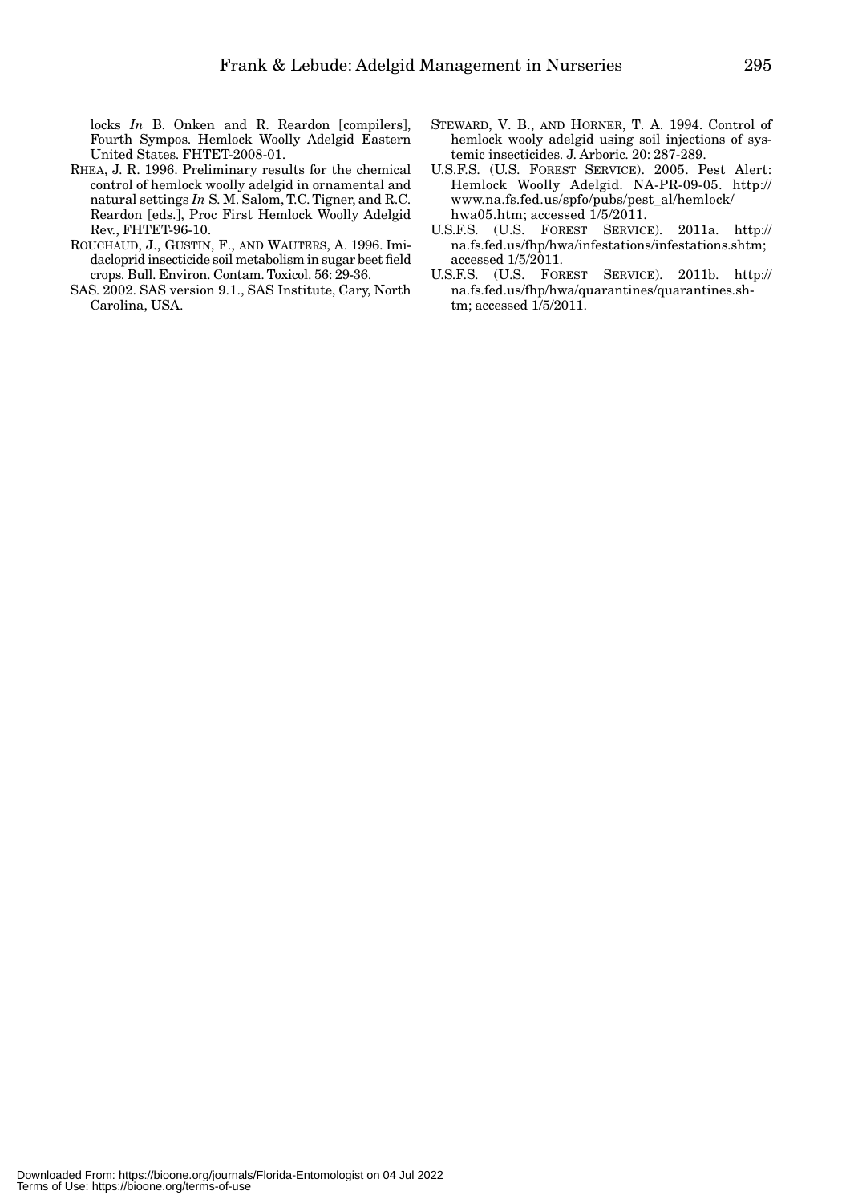locks *In* B. Onken and R. Reardon [compilers], Fourth Sympos. Hemlock Woolly Adelgid Eastern United States. FHTET-2008-01.

RHEA, J. R. 1996. Preliminary results for the chemical control of hemlock woolly adelgid in ornamental and natural settings *In* S. M. Salom, T.C. Tigner, and R.C. Reardon [eds.], Proc First Hemlock Woolly Adelgid Rev., FHTET-96-10.

ROUCHAUD, J., GUSTIN, F., AND WAUTERS, A. 1996. Imidacloprid insecticide soil metabolism in sugar beet field crops. Bull. Environ. Contam. Toxicol. 56: 29-36.

SAS. 2002. SAS version 9.1., SAS Institute, Cary, North Carolina, USA.

STEWARD, V. B., AND HORNER, T. A. 1994. Control of hemlock wooly adelgid using soil injections of systemic insecticides. J. Arboric. 20: 287-289.

U.S.F.S. (U.S. FOREST SERVICE). 2005. Pest Alert: Hemlock Woolly Adelgid. NA-PR-09-05. http://www.na.fs.fed.us/spfo/pubs/pest_al/hemlock/hwa05.htm; accessed 1/5/2011.

U.S.F.S. (U.S. FOREST SERVICE). 2011a. http://na.fs.fed.us/fhp/hwa/infestations/infestations.shtm; accessed 1/5/2011.

U.S.F.S. (U.S. FOREST SERVICE). 2011b. http://na.fs.fed.us/fhp/hwa/quarantines/quarantines.shtm; accessed 1/5/2011.